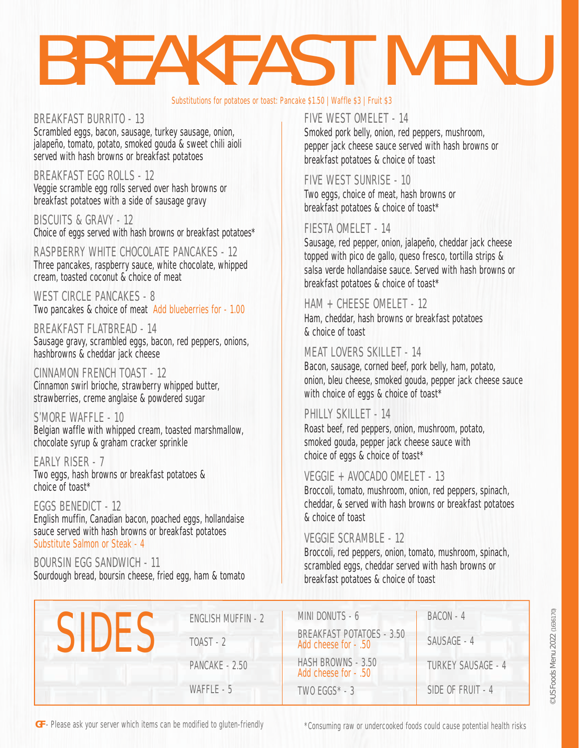# BREAKFAST MENU

Substitutions for potatoes or toast: Pancake $1.50 | Waffle $3 | Fruit $3

### BREAKFAST BURRITO - 13
Scrambled eggs, bacon, sausage, turkey sausage, onion, jalapeño, tomato, potato, smoked gouda & sweet chili aioli served with hash browns or breakfast potatoes

### BREAKFAST EGG ROLLS - 12
Veggie scramble egg rolls served over hash browns or breakfast potatoes with a side of sausage gravy

### BISCUITS & GRAVY - 12
Choice of eggs served with hash browns or breakfast potatoes*

### RASPBERRY WHITE CHOCOLATE PANCAKES - 12
Three pancakes, raspberry sauce, white chocolate, whipped cream, toasted coconut & choice of meat

### WEST CIRCLE PANCAKES - 8
Two pancakes & choice of meat Add blueberries for - 1.00

### BREAKFAST FLATBREAD - 14
Sausage gravy, scrambled eggs, bacon, red peppers, onions, hashbrowns & cheddar jack cheese

### CINNAMON FRENCH TOAST - 12
Cinnamon swirl brioche, strawberry whipped butter, strawberries, creme anglaise & powdered sugar

### S'MORE WAFFLE - 10
Belgian waffle with whipped cream, toasted marshmallow, chocolate syrup & graham cracker sprinkle

### EARLY RISER - 7
Two eggs, hash browns or breakfast potatoes & choice of toast*

### EGGS BENEDICT - 12
English muffin, Canadian bacon, poached eggs, hollandaise sauce served with hash browns or breakfast potatoes
Substitute Salmon or Steak - 4

### BOURSIN EGG SANDWICH - 11
Sourdough bread, boursin cheese, fried egg, ham & tomato

### FIVE WEST OMELET - 14
Smoked pork belly, onion, red peppers, mushroom, pepper jack cheese sauce served with hash browns or breakfast potatoes & choice of toast

### FIVE WEST SUNRISE - 10
Two eggs, choice of meat, hash browns or breakfast potatoes & choice of toast*

### FIESTA OMELET - 14
Sausage, red pepper, onion, jalapeño, cheddar jack cheese topped with pico de gallo, queso fresco, tortilla strips & salsa verde hollandaise sauce. Served with hash browns or breakfast potatoes & choice of toast*

### HAM + CHEESE OMELET - 12
Ham, cheddar, hash browns or breakfast potatoes & choice of toast

### MEAT LOVERS SKILLET - 14
Bacon, sausage, corned beef, pork belly, ham, potato, onion, bleu cheese, smoked gouda, pepper jack cheese sauce with choice of eggs & choice of toast*

### PHILLY SKILLET - 14
Roast beef, red peppers, onion, mushroom, potato, smoked gouda, pepper jack cheese sauce with choice of eggs & choice of toast*

### VEGGIE + AVOCADO OMELET - 13
Broccoli, tomato, mushroom, onion, red peppers, spinach, cheddar, & served with hash browns or breakfast potatoes & choice of toast

### VEGGIE SCRAMBLE - 12
Broccoli, red peppers, onion, tomato, mushroom, spinach, scrambled eggs, cheddar served with hash browns or breakfast potatoes & choice of toast

## SIDES

- ENGLISH MUFFIN - 2
- TOAST - 2
- PANCAKE - 2.50
- WAFFLE - 5
- MINI DONUTS - 6
- BREAKFAST POTATOES - 3.50 (Add cheese for - .50)
- HASH BROWNS - 3.50 (Add cheese for - .50)
- TWO EGGS* - 3
- BACON - 4
- SAUSAGE - 4
- TURKEY SAUSAGE - 4
- SIDE OF FRUIT - 4

GF - Please ask your server which items can be modified to gluten-friendly

*Consuming raw or undercooked foods could cause potential health risks

©US Foods Menu 2022 (1636170)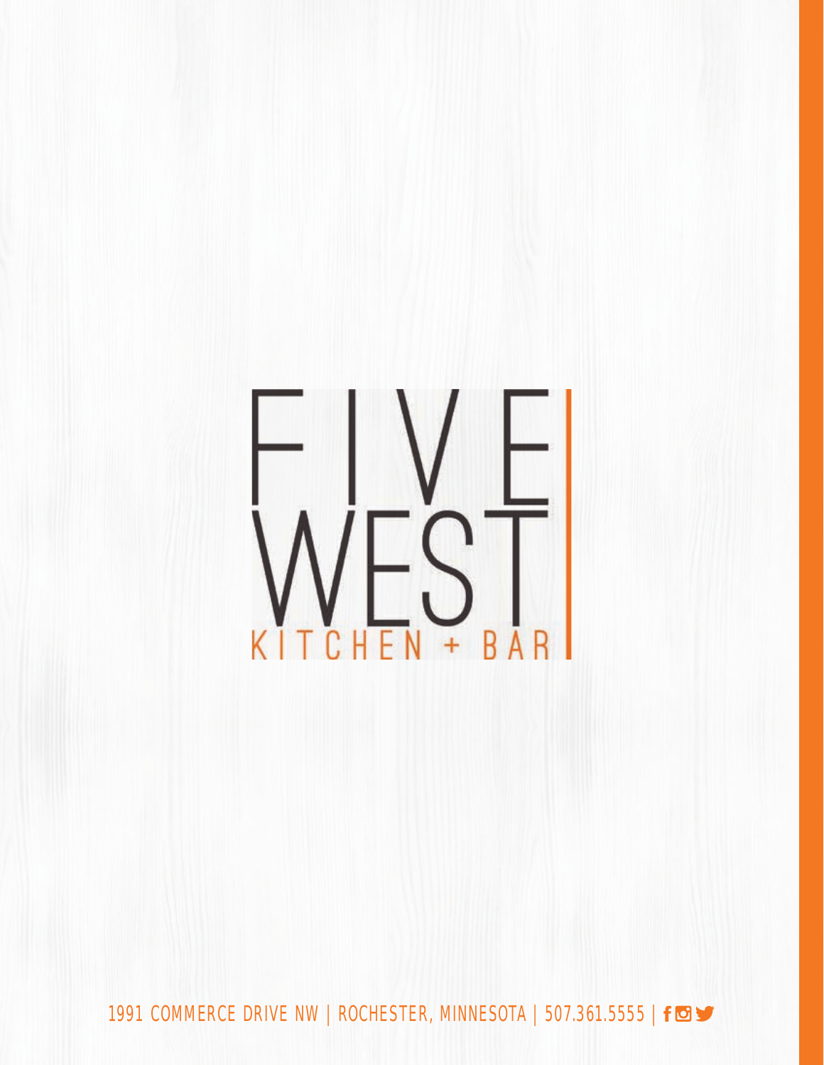# FIVE WEST

## KITCHEN + BAR

1991 COMMERCE DRIVE NW | ROCHESTER, MINNESOTA | 507.361.5555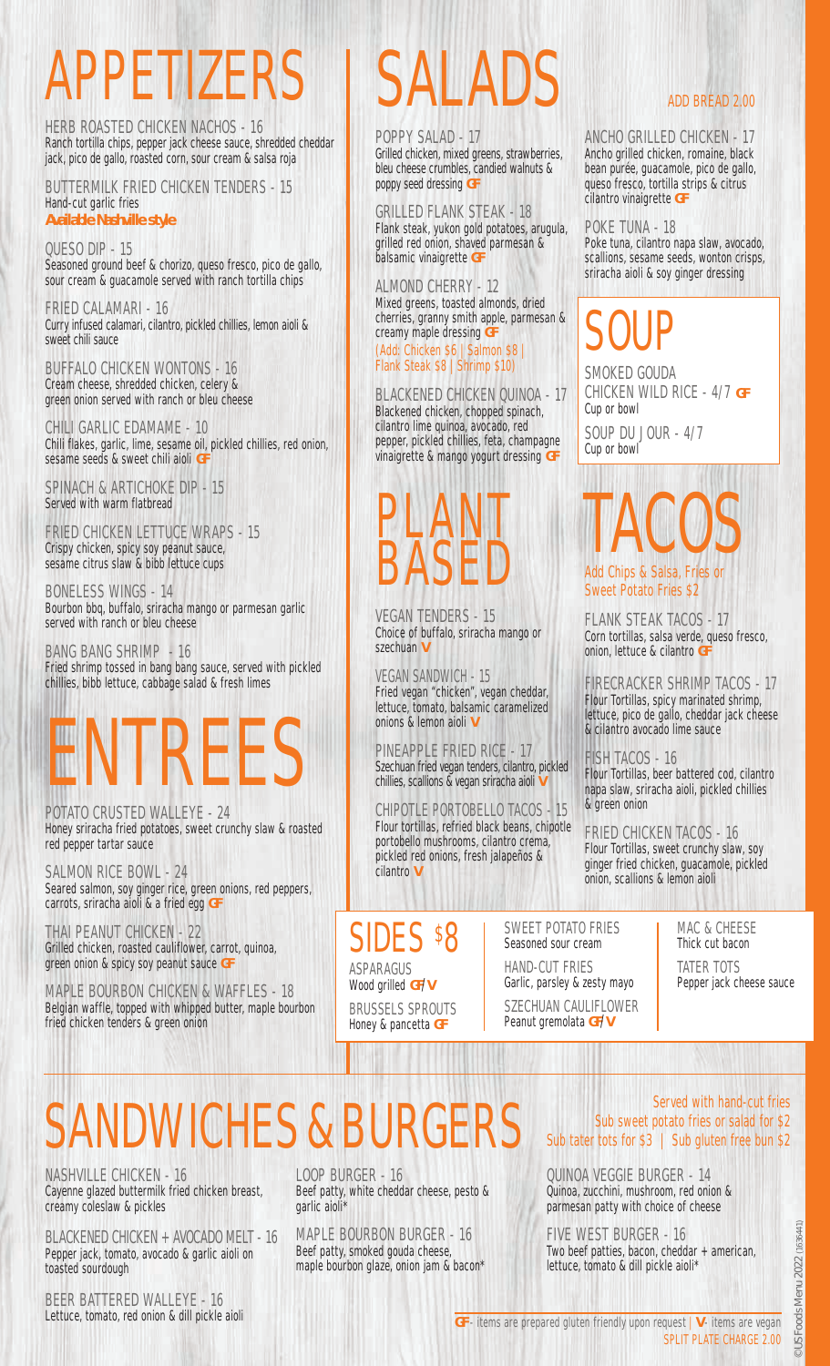# APPETIZERS

HERB ROASTED CHICKEN NACHOS - 16
Ranch tortilla chips, pepper jack cheese sauce, shredded cheddar jack, pico de gallo, roasted corn, sour cream & salsa roja

BUTTERMILK FRIED CHICKEN TENDERS - 15
Hand-cut garlic fries
**Available Nashville style**

QUESO DIP - 15
Seasoned ground beef & chorizo, queso fresco, pico de gallo, sour cream & guacamole served with ranch tortilla chips

FRIED CALAMARI - 16
Curry infused calamari, cilantro, pickled chillies, lemon aioli & sweet chili sauce

BUFFALO CHICKEN WONTONS - 16
Cream cheese, shredded chicken, celery & green onion served with ranch or bleu cheese

CHILI GARLIC EDAMAME - 10
Chili flakes, garlic, lime, sesame oil, pickled chillies, red onion, sesame seeds & sweet chili aioli **GF**

SPINACH & ARTICHOKE DIP - 15
Served with warm flatbread

FRIED CHICKEN LETTUCE WRAPS - 15
Crispy chicken, spicy soy peanut sauce, sesame citrus slaw & bibb lettuce cups

BONELESS WINGS - 14
Bourbon bbq, buffalo, sriracha mango or parmesan garlic served with ranch or bleu cheese

BANG BANG SHRIMP - 16
Fried shrimp tossed in bang bang sauce, served with pickled chillies, bibb lettuce, cabbage salad & fresh limes

# ENTREES

POTATO CRUSTED WALLEYE - 24
Honey sriracha fried potatoes, sweet crunchy slaw & roasted red pepper tartar sauce

SALMON RICE BOWL - 24
Seared salmon, soy ginger rice, green onions, red peppers, carrots, sriracha aioli & a fried egg **GF**

THAI PEANUT CHICKEN - 22
Grilled chicken, roasted cauliflower, carrot, quinoa, green onion & spicy soy peanut sauce **GF**

MAPLE BOURBON CHICKEN & WAFFLES - 18
Belgian waffle, topped with whipped butter, maple bourbon fried chicken tenders & green onion

# SALADS

ADD BREAD 2.00

POPPY SALAD - 17
Grilled chicken, mixed greens, strawberries, bleu cheese crumbles, candied walnuts & poppy seed dressing **GF**

GRILLED FLANK STEAK - 18
Flank steak, yukon gold potatoes, arugula, grilled red onion, shaved parmesan & balsamic vinaigrette **GF**

ALMOND CHERRY - 12
Mixed greens, toasted almonds, dried cherries, granny smith apple, parmesan & creamy maple dressing **GF**
(Add: Chicken $6 | Salmon $8 | Flank Steak $8 | Shrimp $10)

BLACKENED CHICKEN QUINOA - 17
Blackened chicken, chopped spinach, cilantro lime quinoa, avocado, red pepper, pickled chillies, feta, champagne vinaigrette & mango yogurt dressing **GF**

ANCHO GRILLED CHICKEN - 17
Ancho grilled chicken, romaine, black bean purée, guacamole, pico de gallo, queso fresco, tortilla strips & citrus cilantro vinaigrette **GF**

POKE TUNA - 18
Poke tuna, cilantro napa slaw, avocado, scallions, sesame seeds, wonton crisps, sriracha aioli & soy ginger dressing

# SOUP

SMOKED GOUDA CHICKEN WILD RICE - 4/7 **GF**
Cup or bowl

SOUP DU JOUR - 4/7
Cup or bowl

# PLANT BASED

VEGAN TENDERS - 15
Choice of buffalo, sriracha mango or szechuan **V**

VEGAN SANDWICH - 15
Fried vegan "chicken", vegan cheddar, lettuce, tomato, balsamic caramelized onions & lemon aioli **V**

PINEAPPLE FRIED RICE - 17
Szechuan fried vegan tenders, cilantro, pickled chillies, scallions & vegan sriracha aioli **V**

CHIPOTLE PORTOBELLO TACOS - 15
Flour tortillas, refried black beans, chipotle portobello mushrooms, cilantro crema, pickled red onions, fresh jalapeños & cilantro **V**

# TACOS

Add Chips & Salsa, Fries or Sweet Potato Fries $2

FLANK STEAK TACOS - 17
Corn tortillas, salsa verde, queso fresco, onion, lettuce & cilantro **GF**

FIRECRACKER SHRIMP TACOS - 17
Flour Tortillas, spicy marinated shrimp, lettuce, pico de gallo, cheddar jack cheese & cilantro avocado lime sauce

FISH TACOS - 16
Flour Tortillas, beer battered cod, cilantro napa slaw, sriracha aioli, pickled chillies & green onion

FRIED CHICKEN TACOS - 16
Flour Tortillas, sweet crunchy slaw, soy ginger fried chicken, guacamole, pickled onion, scallions & lemon aioli

# SIDES $8

ASPARAGUS
Wood grilled **GF/V**

BRUSSELS SPROUTS
Honey & pancetta **GF**

SWEET POTATO FRIES
Seasoned sour cream

HAND-CUT FRIES
Garlic, parsley & zesty mayo

SZECHUAN CAULIFLOWER
Peanut gremolata **GF/V**

MAC & CHEESE
Thick cut bacon

TATER TOTS
Pepper jack cheese sauce

# SANDWICHES & BURGERS

Served with hand-cut fries
Sub sweet potato fries or salad for $2
Sub tater tots for $3 | Sub gluten free bun $2

NASHVILLE CHICKEN - 16
Cayenne glazed buttermilk fried chicken breast, creamy coleslaw & pickles

BLACKENED CHICKEN + AVOCADO MELT - 16
Pepper jack, tomato, avocado & garlic aioli on toasted sourdough

BEER BATTERED WALLEYE - 16
Lettuce, tomato, red onion & dill pickle aioli

LOOP BURGER - 16
Beef patty, white cheddar cheese, pesto & garlic aioli*

MAPLE BOURBON BURGER - 16
Beef patty, smoked gouda cheese, maple bourbon glaze, onion jam & bacon*

QUINOA VEGGIE BURGER - 14
Quinoa, zucchini, mushroom, red onion & parmesan patty with choice of cheese

FIVE WEST BURGER - 16
Two beef patties, bacon, cheddar + american, lettuce, tomato & dill pickle aioli*

**GF**- items are prepared gluten friendly upon request | **V**- items are vegan
SPLIT PLATE CHARGE 2.00

©US Foods Menu 2022 (1636441)